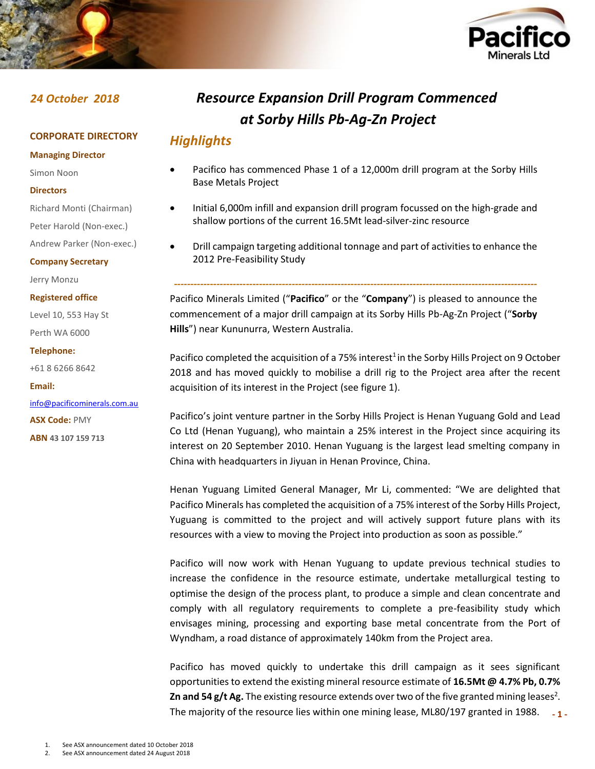24 October 2018

**CORPORATE DIRECTORY**

**Managing Director**

Simon Noon

**Directors**

Richard Monti (Chairman)

Peter Harold (Non-exec.)

Andrew Parker (Non-exec.)

**Company Secretary**

Jerry Monzu

**Registered office**

Level 10, 553 Hay St

Perth WA 6000

**Telephone:**

+61 8 6266 8642

**Email:**

info@pacificominerals.com.au

**ASX Code:** PMY

**ABN** 43 107 159 713

# *Resource Expansion Drill Program Commenced at Sorby Hills Pb-Ag-Zn Project*

## *Highlights*

- Pacifico has commenced Phase 1 of a 12,000m drill program at the Sorby Hills Base Metals Project
- Initial 6,000m infill and expansion drill program focussed on the high-grade and shallow portions of the current 16.5Mt lead-silver-zinc resource
- Drill campaign targeting additional tonnage and part of activities to enhance the 2012 Pre-Feasibility Study

---

Pacifico Minerals Limited ("**Pacifico**" or the "**Company**") is pleased to announce the commencement of a major drill campaign at its Sorby Hills Pb-Ag-Zn Project ("**Sorby Hills**") near Kununurra, Western Australia.

Pacifico completed the acquisition of a 75% interest[1] in the Sorby Hills Project on 9 October 2018 and has moved quickly to mobilise a drill rig to the Project area after the recent acquisition of its interest in the Project (see figure 1).

Pacifico's joint venture partner in the Sorby Hills Project is Henan Yuguang Gold and Lead Co Ltd (Henan Yuguang), who maintain a 25% interest in the Project since acquiring its interest on 20 September 2010. Henan Yuguang is the largest lead smelting company in China with headquarters in Jiyuan in Henan Province, China.

Henan Yuguang Limited General Manager, Mr Li, commented: "We are delighted that Pacifico Minerals has completed the acquisition of a 75% interest of the Sorby Hills Project, Yuguang is committed to the project and will actively support future plans with its resources with a view to moving the Project into production as soon as possible."

Pacifico will now work with Henan Yuguang to update previous technical studies to increase the confidence in the resource estimate, undertake metallurgical testing to optimise the design of the process plant, to produce a simple and clean concentrate and comply with all regulatory requirements to complete a pre-feasibility study which envisages mining, processing and exporting base metal concentrate from the Port of Wyndham, a road distance of approximately 140km from the Project area.

Pacifico has moved quickly to undertake this drill campaign as it sees significant opportunities to extend the existing mineral resource estimate of **16.5Mt @ 4.7% Pb, 0.7% Zn and 54 g/t Ag.** The existing resource extends over two of the five granted mining leases[2]. The majority of the resource lies within one mining lease, ML80/197 granted in 1988.

1. See ASX announcement dated 10 October 2018
2. See ASX announcement dated 24 August 2018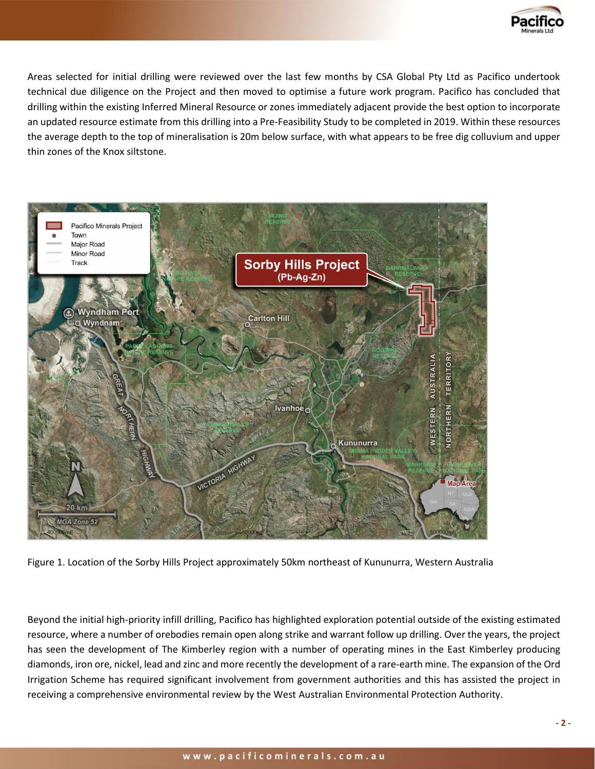Areas selected for initial drilling were reviewed over the last few months by CSA Global Pty Ltd as Pacifico undertook technical due diligence on the Project and then moved to optimise a future work program. Pacifico has concluded that drilling within the existing Inferred Mineral Resource or zones immediately adjacent provide the best option to incorporate an updated resource estimate from this drilling into a Pre-Feasibility Study to be completed in 2019. Within these resources the average depth to the top of mineralisation is 20m below surface, with what appears to be free dig colluvium and upper thin zones of the Knox siltstone.

Figure 1. Location of the Sorby Hills Project approximately 50km northeast of Kununurra, Western Australia

Beyond the initial high-priority infill drilling, Pacifico has highlighted exploration potential outside of the existing estimated resource, where a number of orebodies remain open along strike and warrant follow up drilling. Over the years, the project has seen the development of The Kimberley region with a number of operating mines in the East Kimberley producing diamonds, iron ore, nickel, lead and zinc and more recently the development of a rare-earth mine. The expansion of the Ord Irrigation Scheme has required significant involvement from government authorities and this has assisted the project in receiving a comprehensive environmental review by the West Australian Environmental Protection Authority.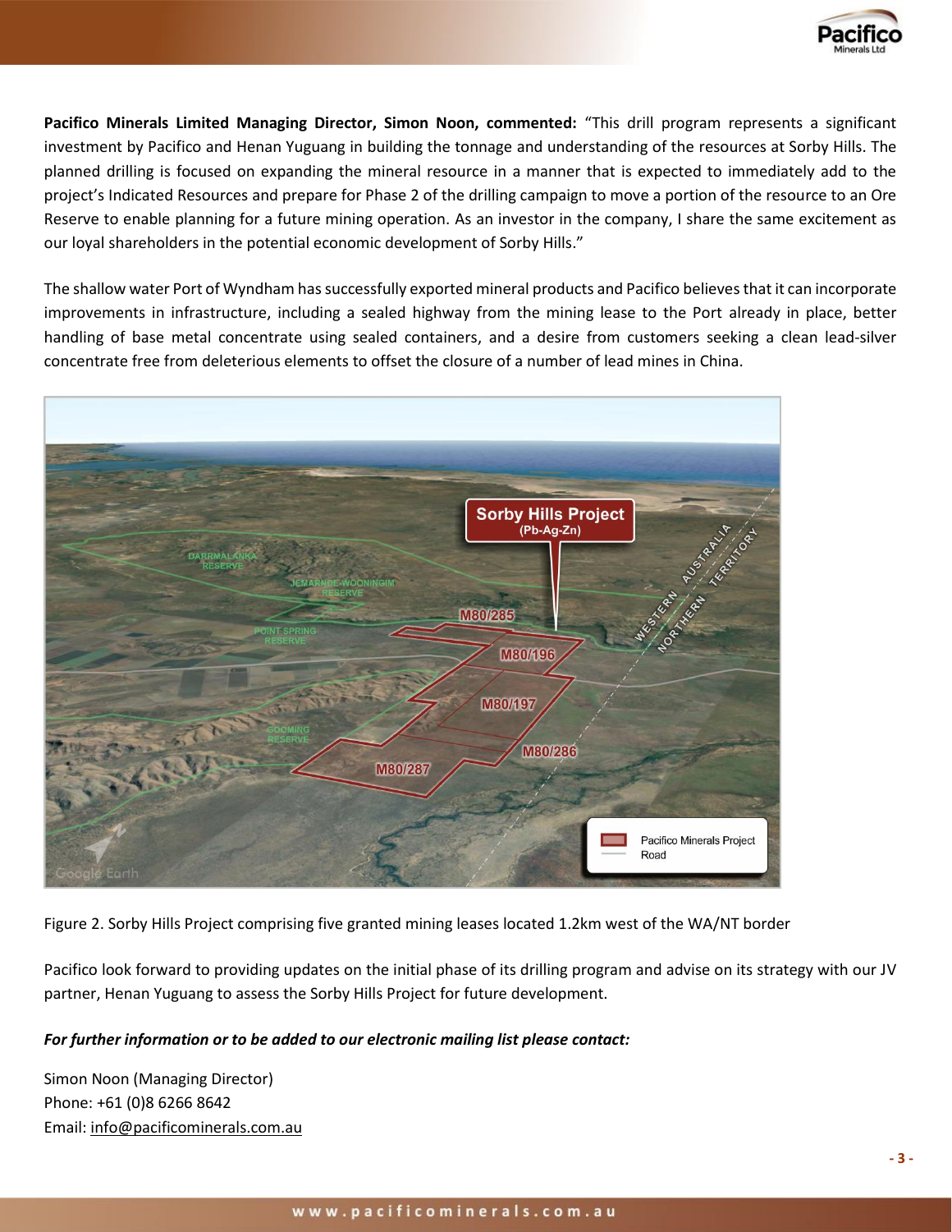**Pacifico Minerals Limited Managing Director, Simon Noon, commented:** "This drill program represents a significant investment by Pacifico and Henan Yuguang in building the tonnage and understanding of the resources at Sorby Hills. The planned drilling is focused on expanding the mineral resource in a manner that is expected to immediately add to the project's Indicated Resources and prepare for Phase 2 of the drilling campaign to move a portion of the resource to an Ore Reserve to enable planning for a future mining operation. As an investor in the company, I share the same excitement as our loyal shareholders in the potential economic development of Sorby Hills."

The shallow water Port of Wyndham has successfully exported mineral products and Pacifico believes that it can incorporate improvements in infrastructure, including a sealed highway from the mining lease to the Port already in place, better handling of base metal concentrate using sealed containers, and a desire from customers seeking a clean lead-silver concentrate free from deleterious elements to offset the closure of a number of lead mines in China.

Figure 2. Sorby Hills Project comprising five granted mining leases located 1.2km west of the WA/NT border

Pacifico look forward to providing updates on the initial phase of its drilling program and advise on its strategy with our JV partner, Henan Yuguang to assess the Sorby Hills Project for future development.

***For further information or to be added to our electronic mailing list please contact:***

Simon Noon (Managing Director)
Phone: +61 (0)8 6266 8642
Email: info@pacificominerals.com.au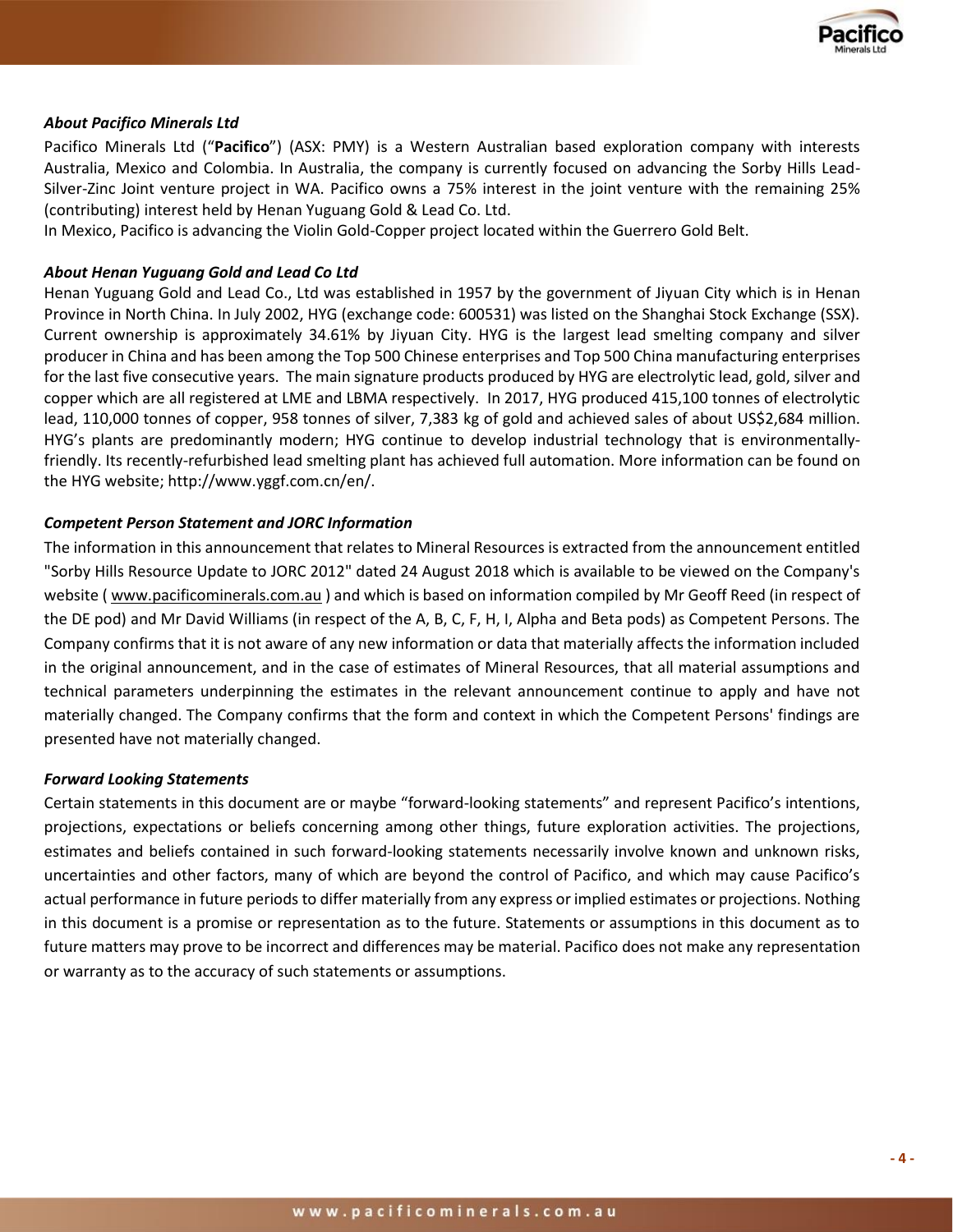### *About Pacifico Minerals Ltd*

Pacifico Minerals Ltd ("**Pacifico**") (ASX: PMY) is a Western Australian based exploration company with interests Australia, Mexico and Colombia. In Australia, the company is currently focused on advancing the Sorby Hills Lead-Silver-Zinc Joint venture project in WA. Pacifico owns a 75% interest in the joint venture with the remaining 25% (contributing) interest held by Henan Yuguang Gold & Lead Co. Ltd.

In Mexico, Pacifico is advancing the Violin Gold-Copper project located within the Guerrero Gold Belt.

### *About Henan Yuguang Gold and Lead Co Ltd*

Henan Yuguang Gold and Lead Co., Ltd was established in 1957 by the government of Jiyuan City which is in Henan Province in North China. In July 2002, HYG (exchange code: 600531) was listed on the Shanghai Stock Exchange (SSX). Current ownership is approximately 34.61% by Jiyuan City. HYG is the largest lead smelting company and silver producer in China and has been among the Top 500 Chinese enterprises and Top 500 China manufacturing enterprises for the last five consecutive years. The main signature products produced by HYG are electrolytic lead, gold, silver and copper which are all registered at LME and LBMA respectively. In 2017, HYG produced 415,100 tonnes of electrolytic lead, 110,000 tonnes of copper, 958 tonnes of silver, 7,383 kg of gold and achieved sales of about US$2,684 million. HYG's plants are predominantly modern; HYG continue to develop industrial technology that is environmentally-friendly. Its recently-refurbished lead smelting plant has achieved full automation. More information can be found on the HYG website; http://www.yggf.com.cn/en/.

### *Competent Person Statement and JORC Information*

The information in this announcement that relates to Mineral Resources is extracted from the announcement entitled "Sorby Hills Resource Update to JORC 2012" dated 24 August 2018 which is available to be viewed on the Company's website ( www.pacificominerals.com.au ) and which is based on information compiled by Mr Geoff Reed (in respect of the DE pod) and Mr David Williams (in respect of the A, B, C, F, H, I, Alpha and Beta pods) as Competent Persons. The Company confirms that it is not aware of any new information or data that materially affects the information included in the original announcement, and in the case of estimates of Mineral Resources, that all material assumptions and technical parameters underpinning the estimates in the relevant announcement continue to apply and have not materially changed. The Company confirms that the form and context in which the Competent Persons' findings are presented have not materially changed.

### *Forward Looking Statements*

Certain statements in this document are or maybe "forward-looking statements" and represent Pacifico's intentions, projections, expectations or beliefs concerning among other things, future exploration activities. The projections, estimates and beliefs contained in such forward-looking statements necessarily involve known and unknown risks, uncertainties and other factors, many of which are beyond the control of Pacifico, and which may cause Pacifico's actual performance in future periods to differ materially from any express or implied estimates or projections. Nothing in this document is a promise or representation as to the future. Statements or assumptions in this document as to future matters may prove to be incorrect and differences may be material. Pacifico does not make any representation or warranty as to the accuracy of such statements or assumptions.